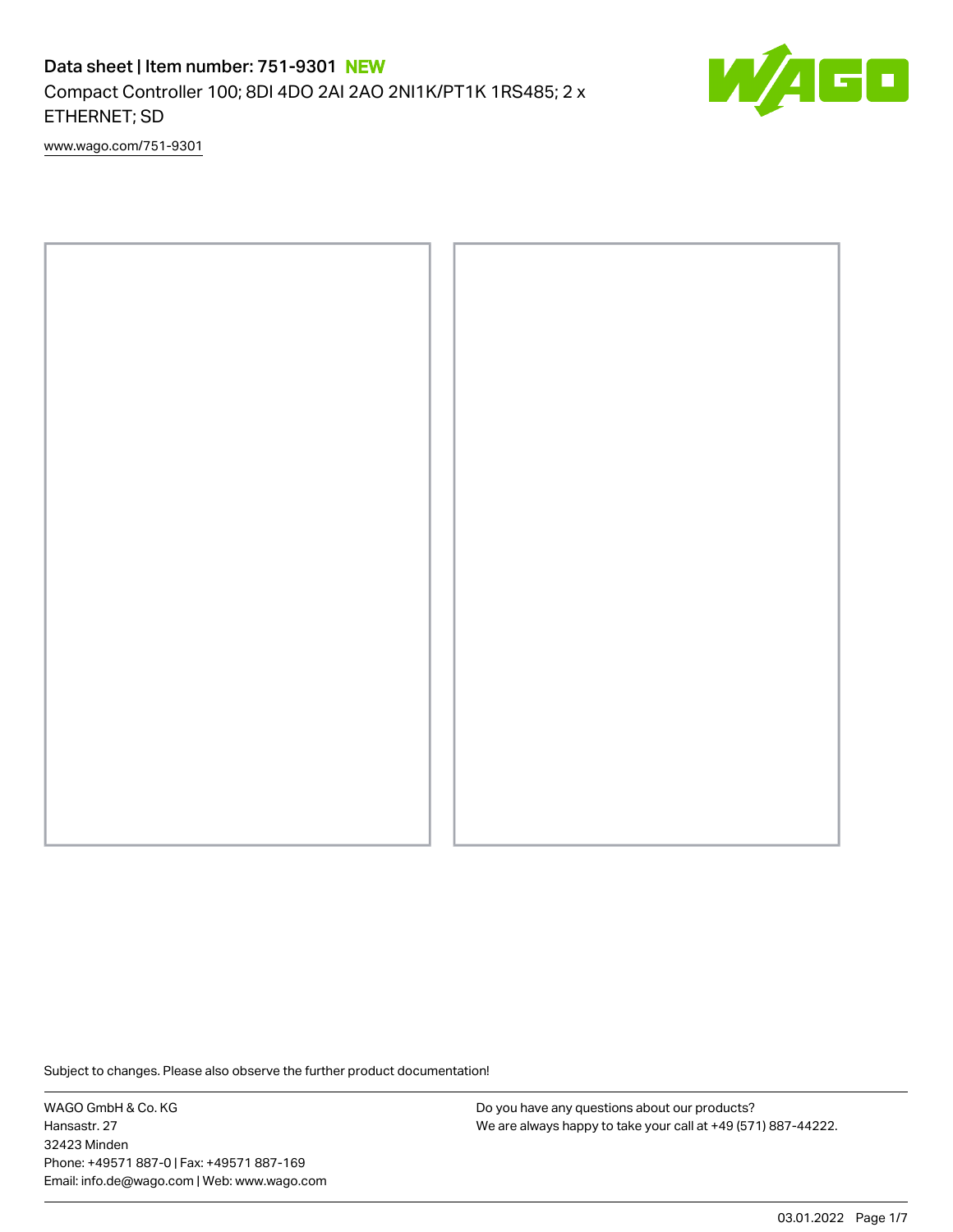# Data sheet | Item number: 751-9301 NEW

Compact Controller 100; 8DI 4DO 2AI 2AO 2NI1K/PT1K 1RS485; 2 x ETHERNET; SD

[www.wago.com/751-9301](www.wago.com/751-9301)

Subject to changes. Please also observe the further product documentation!

WAGO GmbH & Co. KG
Hansastr. 27
32423 Minden
Phone: +49571 887-0 | Fax: +49571 887-169
Email: info.de@wago.com | Web: www.wago.com

Do you have any questions about our products?
We are always happy to take your call at +49 (571) 887-44222.

03.01.2022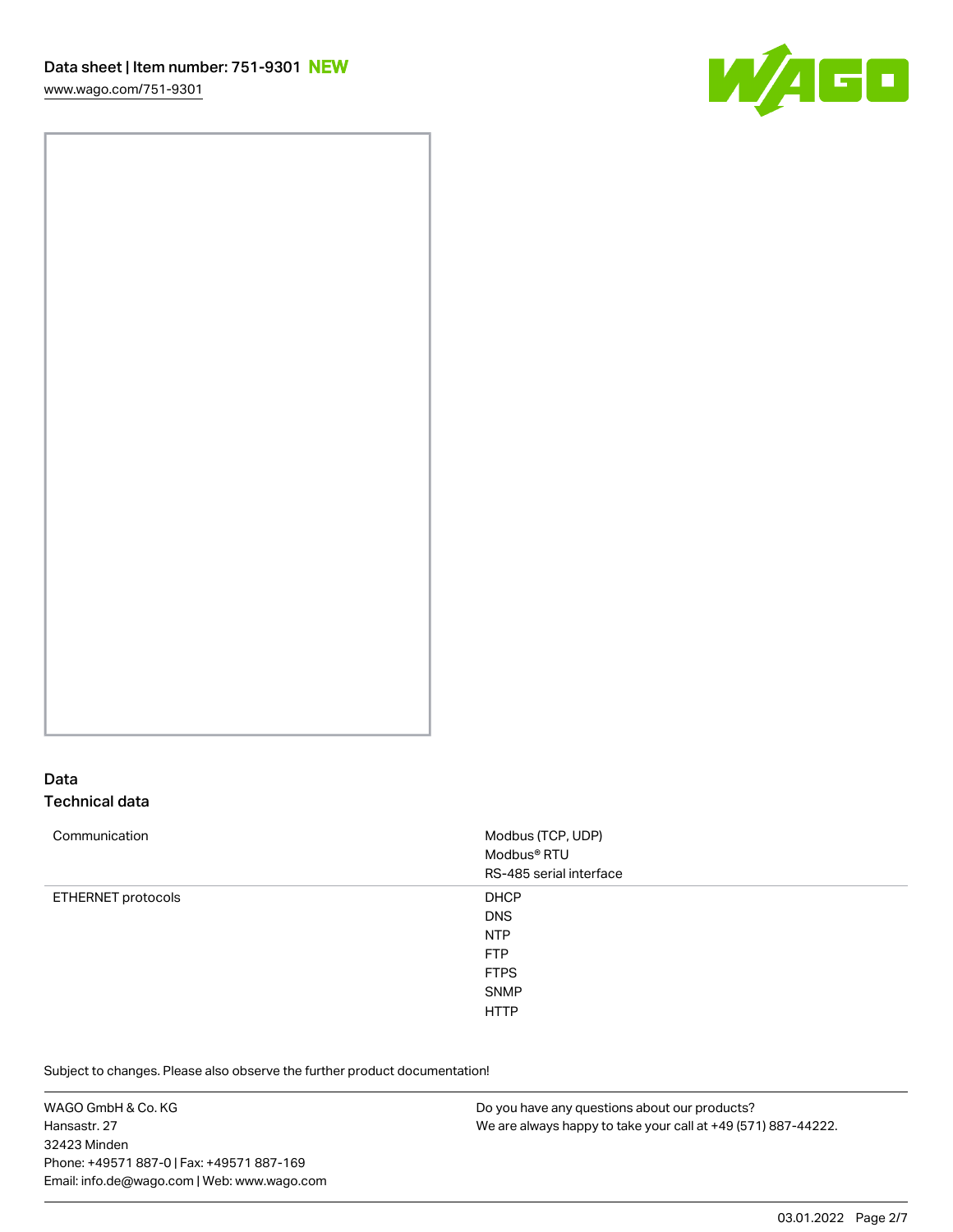## Data

### Technical data

| | |
|---|---|
| Communication | Modbus (TCP, UDP)<br>Modbus® RTU<br>RS-485 serial interface |
| ETHERNET protocols | DHCP<br>DNS<br>NTP<br>FTP<br>FTPS<br>SNMP<br>HTTP |

Subject to changes. Please also observe the further product documentation!

WAGO GmbH & Co. KG
Hansastr. 27
32423 Minden
Phone: +49571 887-0 | Fax: +49571 887-169
Email: info.de@wago.com | Web: www.wago.com

Do you have any questions about our products?
We are always happy to take your call at +49 (571) 887-44222.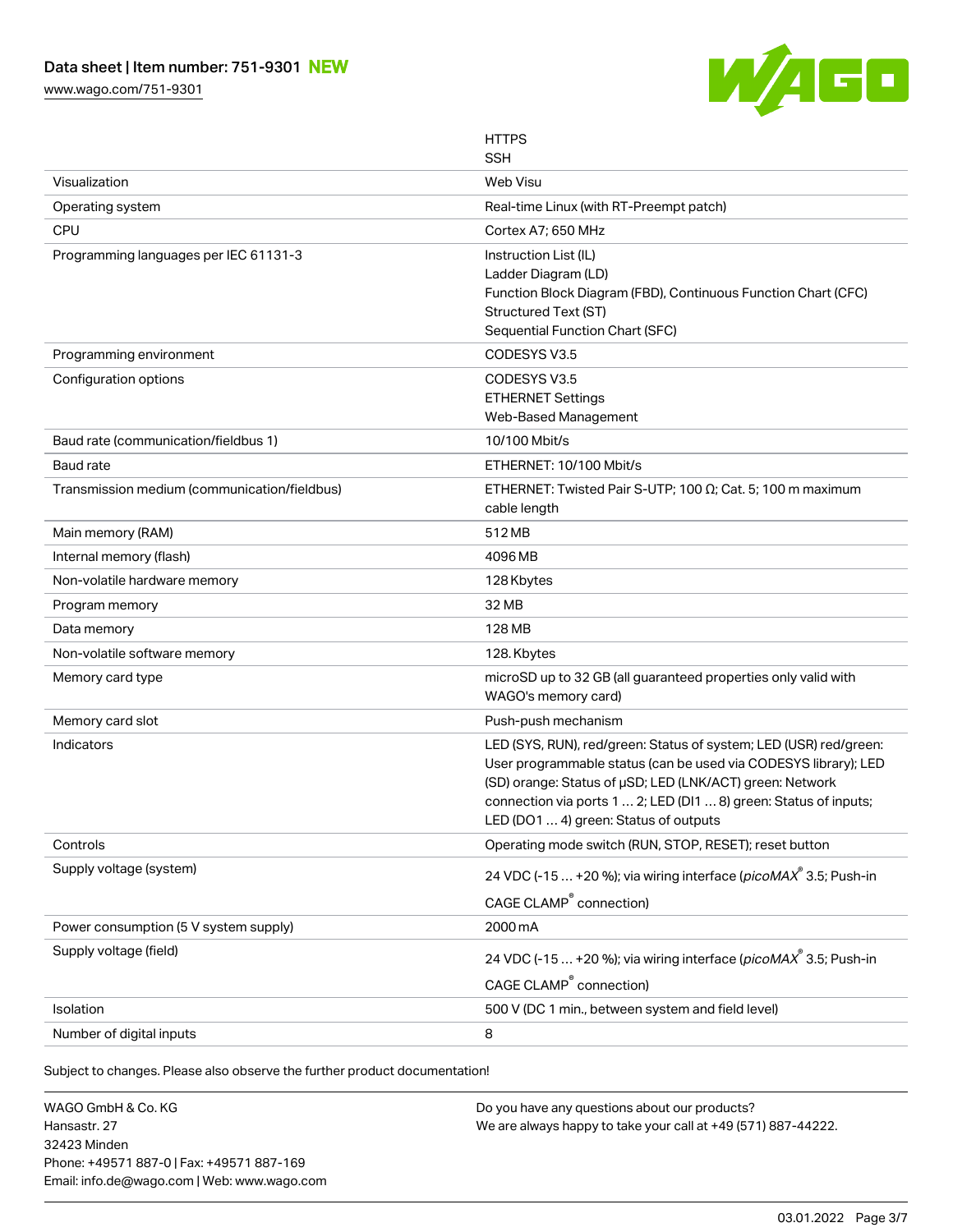| | |
|---|---|
| | HTTPS<br>SSH |
| Visualization | Web Visu |
| Operating system | Real-time Linux (with RT-Preempt patch) |
| CPU | Cortex A7; 650 MHz |
| Programming languages per IEC 61131-3 | Instruction List (IL)<br>Ladder Diagram (LD)<br>Function Block Diagram (FBD), Continuous Function Chart (CFC)<br>Structured Text (ST)<br>Sequential Function Chart (SFC) |
| Programming environment | CODESYS V3.5 |
| Configuration options | CODESYS V3.5<br>ETHERNET Settings<br>Web-Based Management |
| Baud rate (communication/fieldbus 1) | 10/100 Mbit/s |
| Baud rate | ETHERNET: 10/100 Mbit/s |
| Transmission medium (communication/fieldbus) | ETHERNET: Twisted Pair S-UTP; 100 Ω; Cat. 5; 100 m maximum cable length |
| Main memory (RAM) | 512 MB |
| Internal memory (flash) | 4096 MB |
| Non-volatile hardware memory | 128 Kbytes |
| Program memory | 32 MB |
| Data memory | 128 MB |
| Non-volatile software memory | 128. Kbytes |
| Memory card type | microSD up to 32 GB (all guaranteed properties only valid with WAGO's memory card) |
| Memory card slot | Push-push mechanism |
| Indicators | LED (SYS, RUN), red/green: Status of system; LED (USR) red/green: User programmable status (can be used via CODESYS library); LED (SD) orange: Status of µSD; LED (LNK/ACT) green: Network connection via ports 1 … 2; LED (DI1 … 8) green: Status of inputs; LED (DO1 … 4) green: Status of outputs |
| Controls | Operating mode switch (RUN, STOP, RESET); reset button |
| Supply voltage (system) | 24 VDC (-15 … +20 %); via wiring interface (*picoMAX*® 3.5; Push-in CAGE CLAMP® connection) |
| Power consumption (5 V system supply) | 2000 mA |
| Supply voltage (field) | 24 VDC (-15 … +20 %); via wiring interface (*picoMAX*® 3.5; Push-in CAGE CLAMP® connection) |
| Isolation | 500 V (DC 1 min., between system and field level) |
| Number of digital inputs | 8 |

Subject to changes. Please also observe the further product documentation!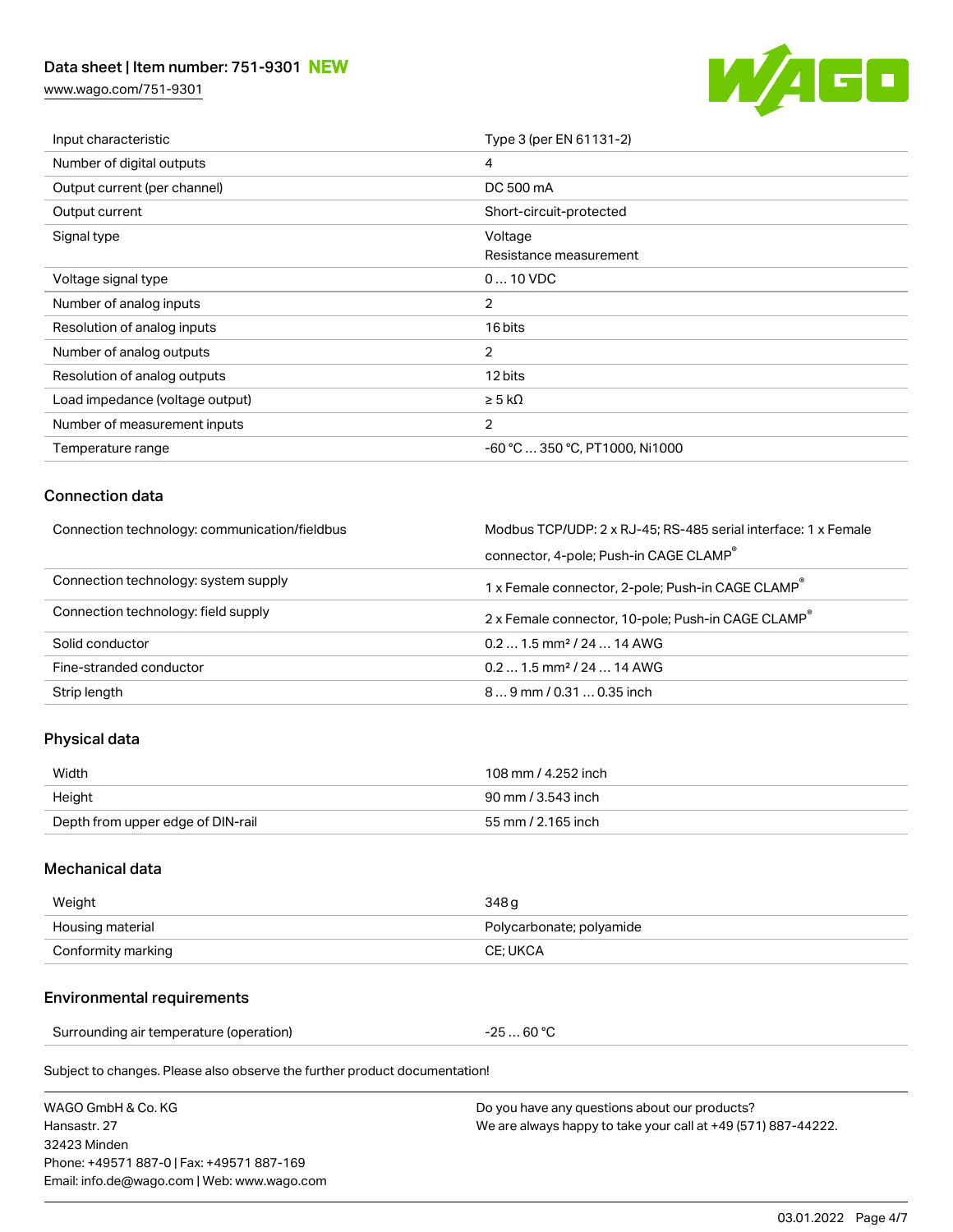| | |
|---|---|
| Input characteristic | Type 3 (per EN 61131-2) |
| Number of digital outputs | 4 |
| Output current (per channel) | DC 500 mA |
| Output current | Short-circuit-protected |
| Signal type | Voltage<br>Resistance measurement |
| Voltage signal type | 0 … 10 VDC |
| Number of analog inputs | 2 |
| Resolution of analog inputs | 16 bits |
| Number of analog outputs | 2 |
| Resolution of analog outputs | 12 bits |
| Load impedance (voltage output) | ≥ 5 kΩ |
| Number of measurement inputs | 2 |
| Temperature range | -60 °C … 350 °C, PT1000, Ni1000 |

## Connection data

| | |
|---|---|
| Connection technology: communication/fieldbus | Modbus TCP/UDP: 2 x RJ-45; RS-485 serial interface: 1 x Female connector, 4-pole; Push-in CAGE CLAMP® |
| Connection technology: system supply | 1 x Female connector, 2-pole; Push-in CAGE CLAMP® |
| Connection technology: field supply | 2 x Female connector, 10-pole; Push-in CAGE CLAMP® |
| Solid conductor | 0.2 … 1.5 mm² / 24 … 14 AWG |
| Fine-stranded conductor | 0.2 … 1.5 mm² / 24 … 14 AWG |
| Strip length | 8 … 9 mm / 0.31 … 0.35 inch |

## Physical data

| | |
|---|---|
| Width | 108 mm / 4.252 inch |
| Height | 90 mm / 3.543 inch |
| Depth from upper edge of DIN-rail | 55 mm / 2.165 inch |

## Mechanical data

| | |
|---|---|
| Weight | 348 g |
| Housing material | Polycarbonate; polyamide |
| Conformity marking | CE; UKCA |

## Environmental requirements

| | |
|---|---|
| Surrounding air temperature (operation) | -25 … 60 °C |

Subject to changes. Please also observe the further product documentation!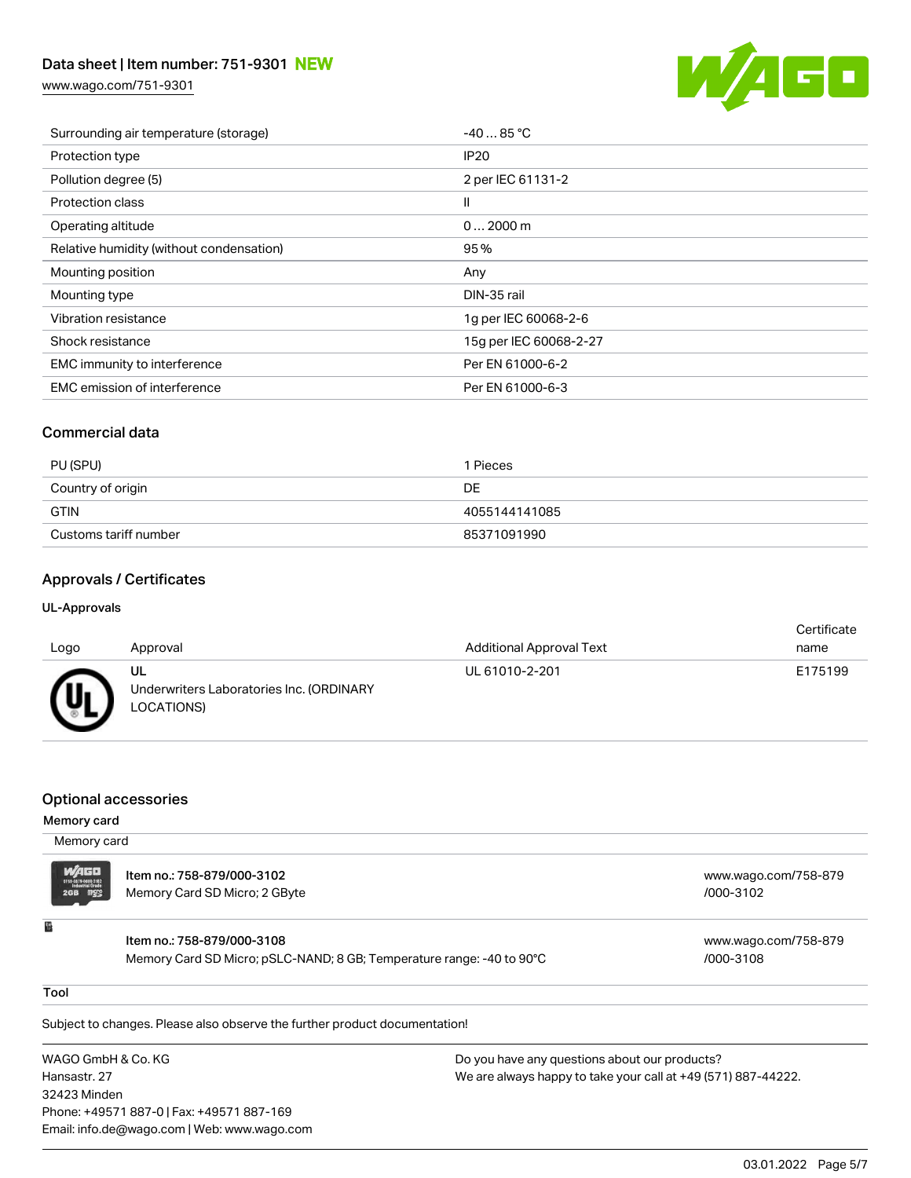| | |
|---|---|
| Surrounding air temperature (storage) | -40 … 85 °C |
| Protection type | IP20 |
| Pollution degree (5) | 2 per IEC 61131-2 |
| Protection class | II |
| Operating altitude | 0 … 2000 m |
| Relative humidity (without condensation) | 95 % |
| Mounting position | Any |
| Mounting type | DIN-35 rail |
| Vibration resistance | 1g per IEC 60068-2-6 |
| Shock resistance | 15g per IEC 60068-2-27 |
| EMC immunity to interference | Per EN 61000-6-2 |
| EMC emission of interference | Per EN 61000-6-3 |

## Commercial data

| | |
|---|---|
| PU (SPU) | 1 Pieces |
| Country of origin | DE |
| GTIN | 4055144141085 |
| Customs tariff number | 85371091990 |

## Approvals / Certificates

### UL-Approvals

| Logo | Approval | Additional Approval Text | Certificate name |
|---|---|---|---|
| | UL<br>Underwriters Laboratories Inc. (ORDINARY LOCATIONS) | UL 61010-2-201 | E175199 |

## Optional accessories

**Memory card**

Memory card

| | |
|---|---|
| **Item no.: 758-879/000-3102**<br>Memory Card SD Micro; 2 GByte | www.wago.com/758-879/000-3102 |
| **Item no.: 758-879/000-3108**<br>Memory Card SD Micro; pSLC-NAND; 8 GB; Temperature range: -40 to 90°C | www.wago.com/758-879/000-3108 |

**Tool**

Subject to changes. Please also observe the further product documentation!

WAGO GmbH & Co. KG
Hansastr. 27
32423 Minden
Phone: +49571 887-0 | Fax: +49571 887-169
Email: info.de@wago.com | Web: www.wago.com

Do you have any questions about our products?
We are always happy to take your call at +49 (571) 887-44222.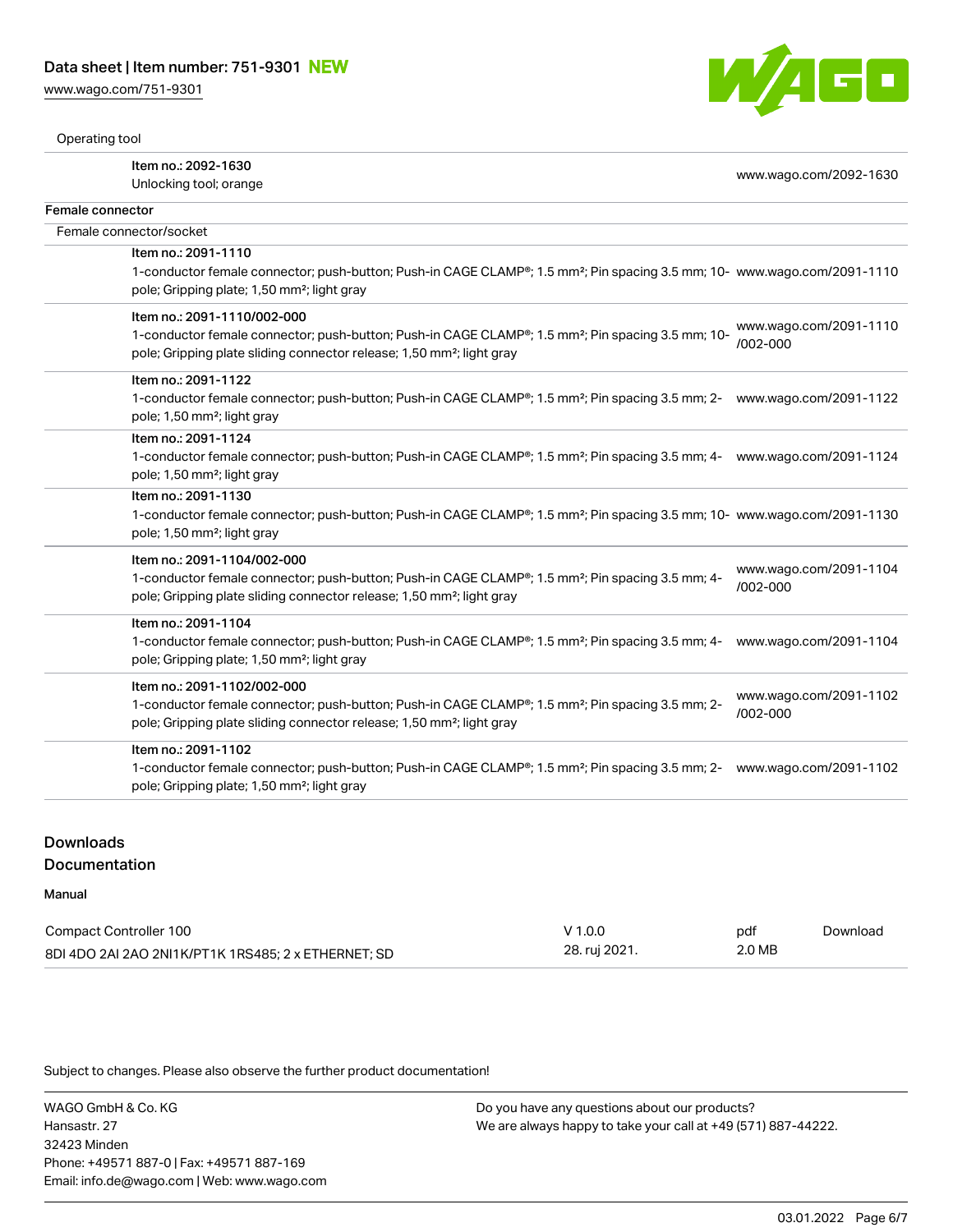Operating tool

| | | |
|---|---|---|
| | Item no.: 2092-1630<br>Unlocking tool; orange | www.wago.com/2092-1630 |

Female connector

Female connector/socket

| | | |
|---|---|---|
| | Item no.: 2091-1110<br>1-conductor female connector; push-button; Push-in CAGE CLAMP®; 1.5 mm²; Pin spacing 3.5 mm; 10-pole; Gripping plate; 1,50 mm²; light gray | www.wago.com/2091-1110 |
| | Item no.: 2091-1110/002-000<br>1-conductor female connector; push-button; Push-in CAGE CLAMP®; 1.5 mm²; Pin spacing 3.5 mm; 10-pole; Gripping plate sliding connector release; 1,50 mm²; light gray | www.wago.com/2091-1110/002-000 |
| | Item no.: 2091-1122<br>1-conductor female connector; push-button; Push-in CAGE CLAMP®; 1.5 mm²; Pin spacing 3.5 mm; 2-pole; 1,50 mm²; light gray | www.wago.com/2091-1122 |
| | Item no.: 2091-1124<br>1-conductor female connector; push-button; Push-in CAGE CLAMP®; 1.5 mm²; Pin spacing 3.5 mm; 4-pole; 1,50 mm²; light gray | www.wago.com/2091-1124 |
| | Item no.: 2091-1130<br>1-conductor female connector; push-button; Push-in CAGE CLAMP®; 1.5 mm²; Pin spacing 3.5 mm; 10-pole; 1,50 mm²; light gray | www.wago.com/2091-1130 |
| | Item no.: 2091-1104/002-000<br>1-conductor female connector; push-button; Push-in CAGE CLAMP®; 1.5 mm²; Pin spacing 3.5 mm; 4-pole; Gripping plate sliding connector release; 1,50 mm²; light gray | www.wago.com/2091-1104/002-000 |
| | Item no.: 2091-1104<br>1-conductor female connector; push-button; Push-in CAGE CLAMP®; 1.5 mm²; Pin spacing 3.5 mm; 4-pole; Gripping plate; 1,50 mm²; light gray | www.wago.com/2091-1104 |
| | Item no.: 2091-1102/002-000<br>1-conductor female connector; push-button; Push-in CAGE CLAMP®; 1.5 mm²; Pin spacing 3.5 mm; 2-pole; Gripping plate sliding connector release; 1,50 mm²; light gray | www.wago.com/2091-1102/002-000 |
| | Item no.: 2091-1102<br>1-conductor female connector; push-button; Push-in CAGE CLAMP®; 1.5 mm²; Pin spacing 3.5 mm; 2-pole; Gripping plate; 1,50 mm²; light gray | www.wago.com/2091-1102 |

## Downloads

## Documentation

**Manual**

| | | | |
|---|---|---|---|
| Compact Controller 100<br>8DI 4DO 2AI 2AO 2NI1K/PT1K 1RS485; 2 x ETHERNET; SD | V 1.0.0<br>28. ruj 2021. | pdf<br>2.0 MB | Download |

Subject to changes. Please also observe the further product documentation!

WAGO GmbH & Co. KG
Hansastr. 27
32423 Minden
Phone: +49571 887-0 | Fax: +49571 887-169
Email: info.de@wago.com | Web: www.wago.com

Do you have any questions about our products?
We are always happy to take your call at +49 (571) 887-44222.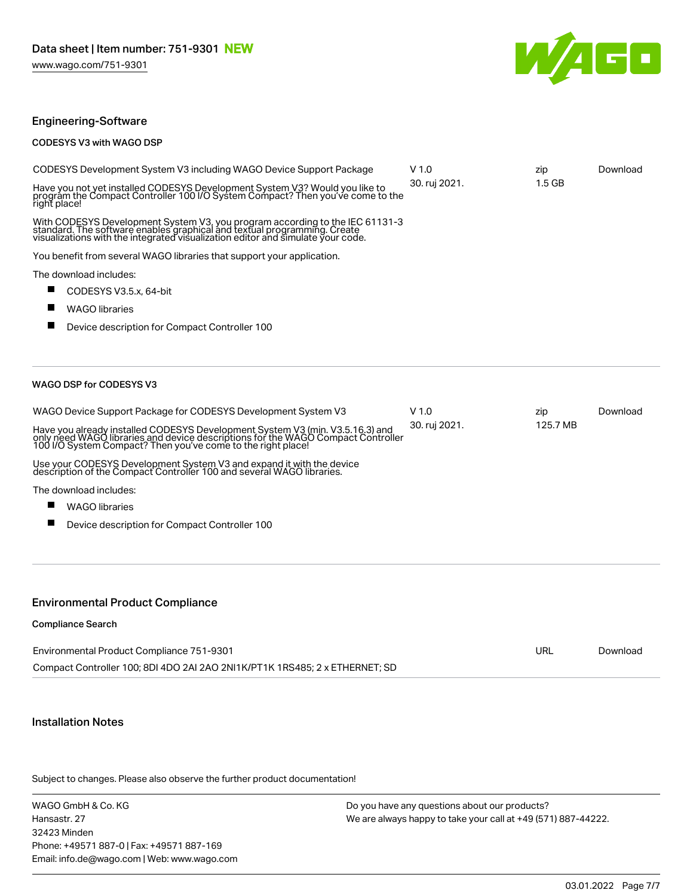## Engineering-Software

### CODESYS V3 with WAGO DSP

| | | | |
|---|---|---|---|
| CODESYS Development System V3 including WAGO Device Support Package | V 1.0<br>30. ruj 2021. | zip<br>1.5 GB | Download |

Have you not yet installed CODESYS Development System V3? Would you like to program the Compact Controller 100 I/O System Compact? Then you've come to the right place!

With CODESYS Development System V3, you program according to the IEC 61131-3 standard. The software enables graphical and textual programming. Create visualizations with the integrated visualization editor and simulate your code.

You benefit from several WAGO libraries that support your application.

The download includes:

- CODESYS V3.5.x, 64-bit
- WAGO libraries
- Device description for Compact Controller 100

### WAGO DSP for CODESYS V3

| | | | |
|---|---|---|---|
| WAGO Device Support Package for CODESYS Development System V3 | V 1.0<br>30. ruj 2021. | zip<br>125.7 MB | Download |

Have you already installed CODESYS Development System V3 (min. V3.5.16.3) and only need WAGO libraries and device descriptions for the WAGO Compact Controller 100 I/O System Compact? Then you've come to the right place!

Use your CODESYS Development System V3 and expand it with the device description of the Compact Controller 100 and several WAGO libraries.

The download includes:

- WAGO libraries
- Device description for Compact Controller 100

## Environmental Product Compliance

### Compliance Search

| | | |
|---|---|---|
| Environmental Product Compliance 751-9301 | URL | Download |
| Compact Controller 100; 8DI 4DO 2AI 2AO 2NI1K/PT1K 1RS485; 2 x ETHERNET; SD | | |

## Installation Notes

Subject to changes. Please also observe the further product documentation!

WAGO GmbH & Co. KG
Hansastr. 27
32423 Minden
Phone: +49571 887-0 | Fax: +49571 887-169
Email: info.de@wago.com | Web: www.wago.com

Do you have any questions about our products?
We are always happy to take your call at +49 (571) 887-44222.